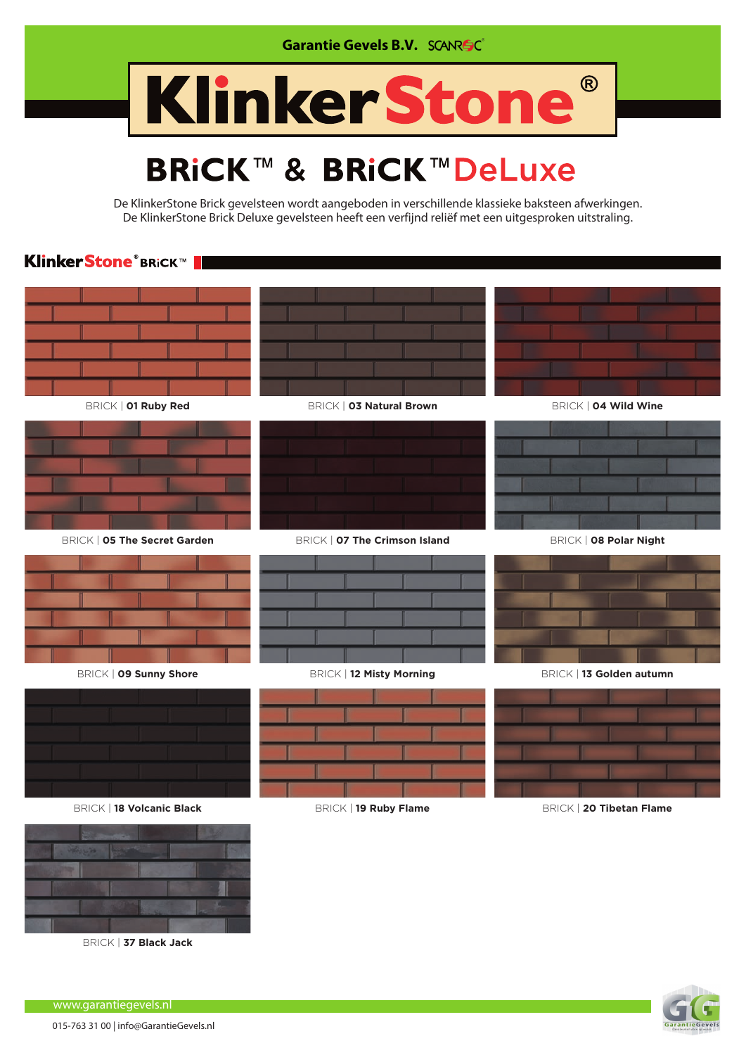Garantie Gevels B.V. SCANROC

# KlinkerStone®

## BRiCK™ & BRiCK™ DeLuxe

De KlinkerStone Brick gevelsteen wordt aangeboden in verschillende klassieke baksteen afwerkingen.
De KlinkerStone Brick Deluxe gevelsteen heeft een verfijnd reliëf met een uitgesproken uitstraling.

### KlinkerStone® BRiCK™

BRICK | **01 Ruby Red**

BRICK | **03 Natural Brown**

BRICK | **04 Wild Wine**

BRICK | **05 The Secret Garden**

BRICK | **07 The Crimson Island**

BRICK | **08 Polar Night**

BRICK | **09 Sunny Shore**

BRICK | **12 Misty Morning**

BRICK | **13 Golden autumn**

BRICK | **18 Volcanic Black**

BRICK | **19 Ruby Flame**

BRICK | **20 Tibetan Flame**

BRICK | **37 Black Jack**

www.garantiegevels.nl

015-763 31 00 | info@GarantieGevels.nl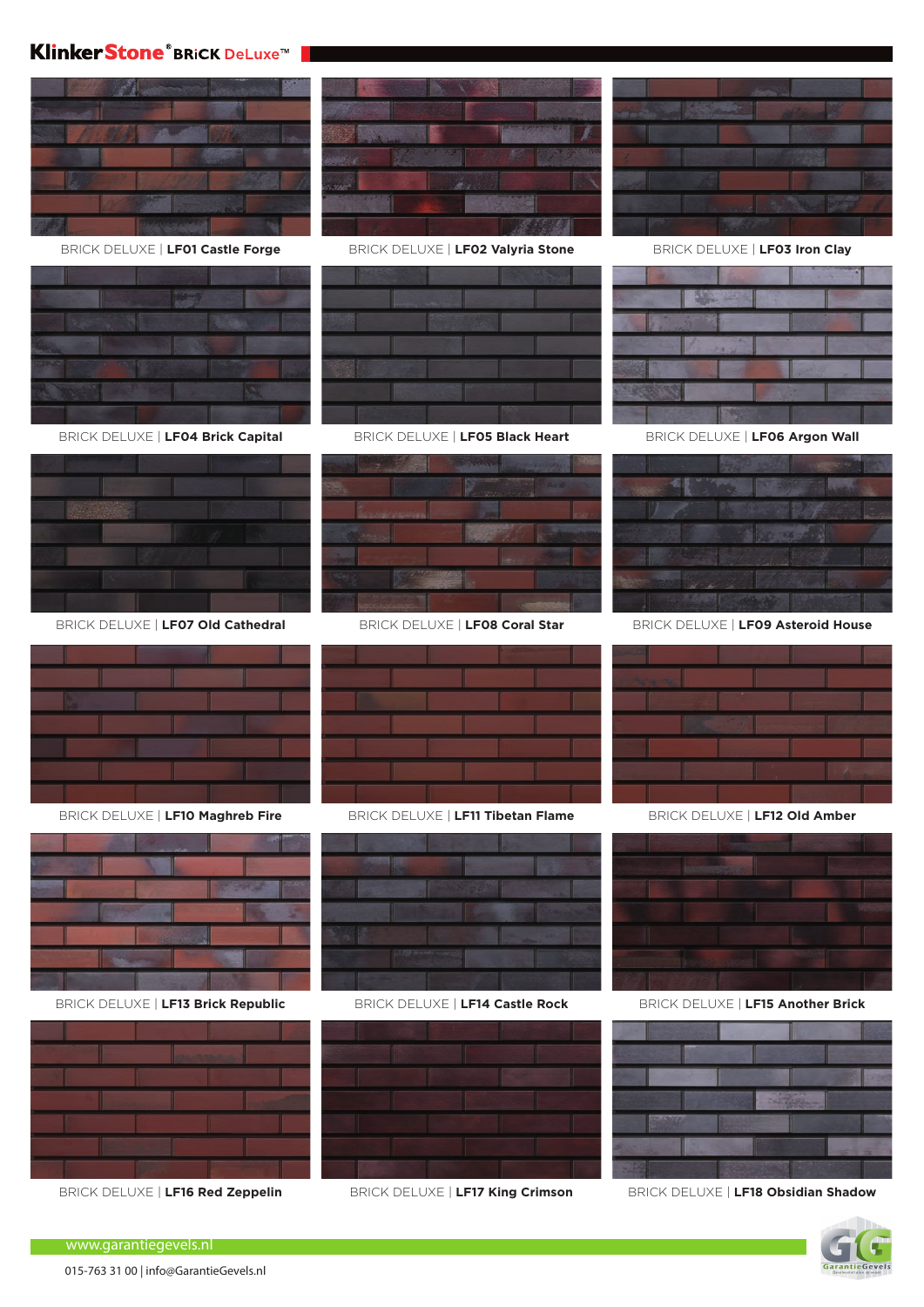# KlinkerStone® BRiCK DeLuxe™

BRICK DELUXE | **LF01 Castle Forge**

BRICK DELUXE | **LF02 Valyria Stone**

BRICK DELUXE | **LF03 Iron Clay**

BRICK DELUXE | **LF04 Brick Capital**

BRICK DELUXE | **LF05 Black Heart**

BRICK DELUXE | **LF06 Argon Wall**

BRICK DELUXE | **LF07 Old Cathedral**

BRICK DELUXE | **LF08 Coral Star**

BRICK DELUXE | **LF09 Asteroid House**

BRICK DELUXE | **LF10 Maghreb Fire**

BRICK DELUXE | **LF11 Tibetan Flame**

BRICK DELUXE | **LF12 Old Amber**

BRICK DELUXE | **LF13 Brick Republic**

BRICK DELUXE | **LF14 Castle Rock**

BRICK DELUXE | **LF15 Another Brick**

BRICK DELUXE | **LF16 Red Zeppelin**

BRICK DELUXE | **LF17 King Crimson**

BRICK DELUXE | **LF18 Obsidian Shadow**

www.garantiegevels.nl

015-763 31 00 | info@GarantieGevels.nl